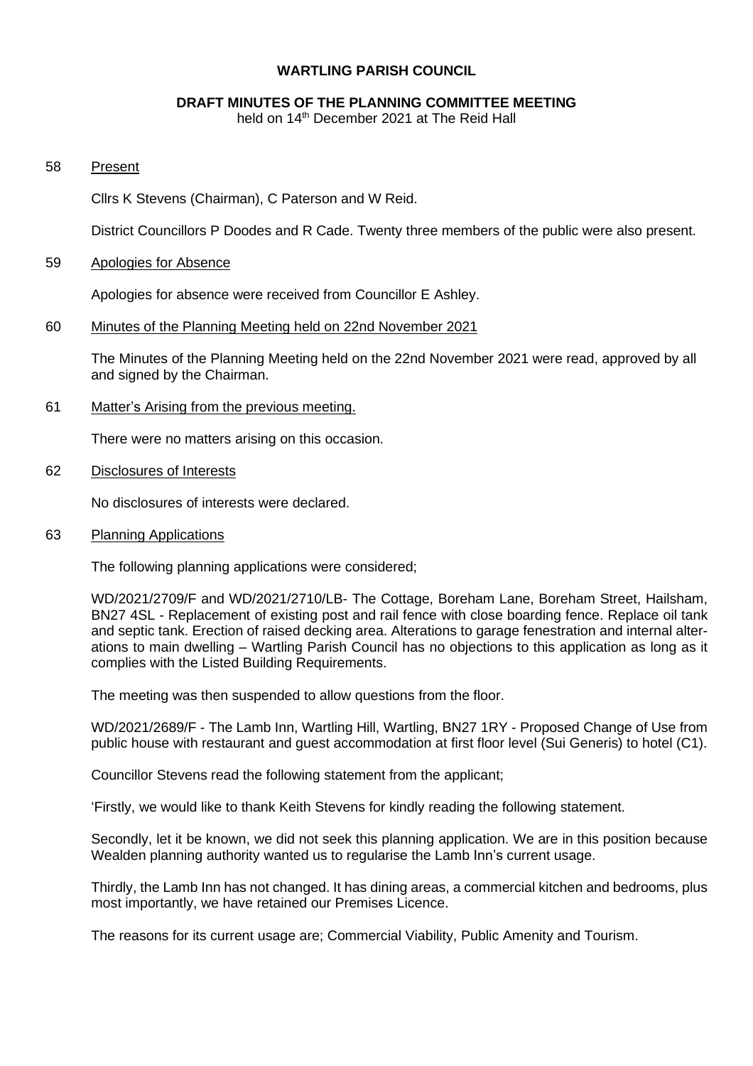**WARTLING PARISH COUNCIL**

**DRAFT MINUTES OF THE PLANNING COMMITTEE MEETING**

held on 14th December 2021 at The Reid Hall

58 Present

Cllrs K Stevens (Chairman), C Paterson and W Reid.

District Councillors P Doodes and R Cade. Twenty three members of the public were also present.

59 Apologies for Absence

Apologies for absence were received from Councillor E Ashley.

60 Minutes of the Planning Meeting held on 22nd November 2021

The Minutes of the Planning Meeting held on the 22nd November 2021 were read, approved by all and signed by the Chairman.

61 Matter's Arising from the previous meeting.

There were no matters arising on this occasion.

62 Disclosures of Interests

No disclosures of interests were declared.

63 Planning Applications

The following planning applications were considered;

WD/2021/2709/F and WD/2021/2710/LB- The Cottage, Boreham Lane, Boreham Street, Hailsham, BN27 4SL - Replacement of existing post and rail fence with close boarding fence. Replace oil tank and septic tank. Erection of raised decking area. Alterations to garage fenestration and internal alterations to main dwelling – Wartling Parish Council has no objections to this application as long as it complies with the Listed Building Requirements.

The meeting was then suspended to allow questions from the floor.

WD/2021/2689/F - The Lamb Inn, Wartling Hill, Wartling, BN27 1RY - Proposed Change of Use from public house with restaurant and guest accommodation at first floor level (Sui Generis) to hotel (C1).

Councillor Stevens read the following statement from the applicant;

'Firstly, we would like to thank Keith Stevens for kindly reading the following statement.

Secondly, let it be known, we did not seek this planning application. We are in this position because Wealden planning authority wanted us to regularise the Lamb Inn's current usage.

Thirdly, the Lamb Inn has not changed. It has dining areas, a commercial kitchen and bedrooms, plus most importantly, we have retained our Premises Licence.

The reasons for its current usage are; Commercial Viability, Public Amenity and Tourism.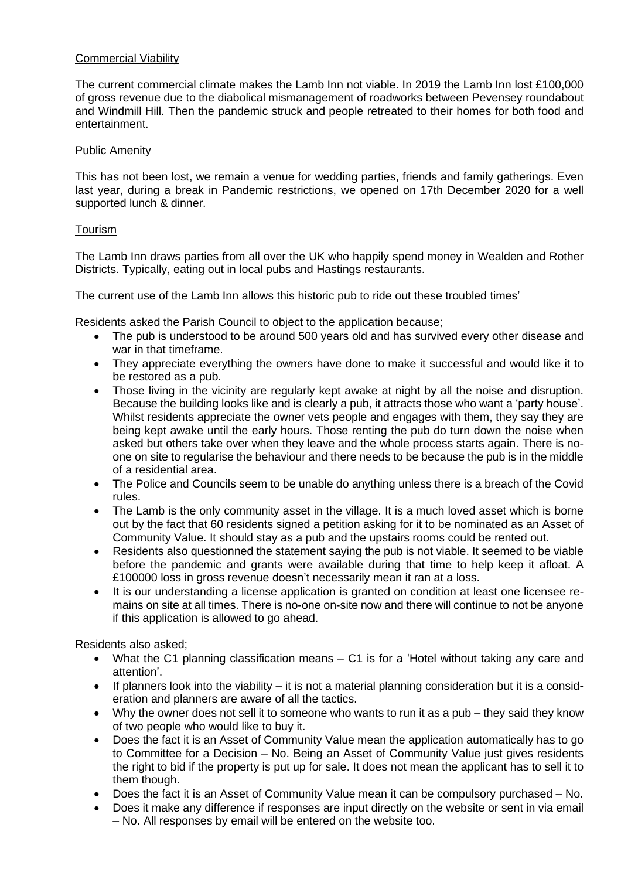Commercial Viability

The current commercial climate makes the Lamb Inn not viable. In 2019 the Lamb Inn lost £100,000 of gross revenue due to the diabolical mismanagement of roadworks between Pevensey roundabout and Windmill Hill. Then the pandemic struck and people retreated to their homes for both food and entertainment.

Public Amenity

This has not been lost, we remain a venue for wedding parties, friends and family gatherings. Even last year, during a break in Pandemic restrictions, we opened on 17th December 2020 for a well supported lunch & dinner.

Tourism

The Lamb Inn draws parties from all over the UK who happily spend money in Wealden and Rother Districts. Typically, eating out in local pubs and Hastings restaurants.

The current use of the Lamb Inn allows this historic pub to ride out these troubled times'

Residents asked the Parish Council to object to the application because;

- The pub is understood to be around 500 years old and has survived every other disease and war in that timeframe.
- They appreciate everything the owners have done to make it successful and would like it to be restored as a pub.
- Those living in the vicinity are regularly kept awake at night by all the noise and disruption. Because the building looks like and is clearly a pub, it attracts those who want a 'party house'. Whilst residents appreciate the owner vets people and engages with them, they say they are being kept awake until the early hours. Those renting the pub do turn down the noise when asked but others take over when they leave and the whole process starts again. There is no-one on site to regularise the behaviour and there needs to be because the pub is in the middle of a residential area.
- The Police and Councils seem to be unable do anything unless there is a breach of the Covid rules.
- The Lamb is the only community asset in the village. It is a much loved asset which is borne out by the fact that 60 residents signed a petition asking for it to be nominated as an Asset of Community Value. It should stay as a pub and the upstairs rooms could be rented out.
- Residents also questionned the statement saying the pub is not viable. It seemed to be viable before the pandemic and grants were available during that time to help keep it afloat. A £100000 loss in gross revenue doesn't necessarily mean it ran at a loss.
- It is our understanding a license application is granted on condition at least one licensee remains on site at all times. There is no-one on-site now and there will continue to not be anyone if this application is allowed to go ahead.

Residents also asked;

- What the C1 planning classification means – C1 is for a 'Hotel without taking any care and attention'.
- If planners look into the viability – it is not a material planning consideration but it is a consideration and planners are aware of all the tactics.
- Why the owner does not sell it to someone who wants to run it as a pub – they said they know of two people who would like to buy it.
- Does the fact it is an Asset of Community Value mean the application automatically has to go to Committee for a Decision – No. Being an Asset of Community Value just gives residents the right to bid if the property is put up for sale. It does not mean the applicant has to sell it to them though.
- Does the fact it is an Asset of Community Value mean it can be compulsory purchased – No.
- Does it make any difference if responses are input directly on the website or sent in via email – No. All responses by email will be entered on the website too.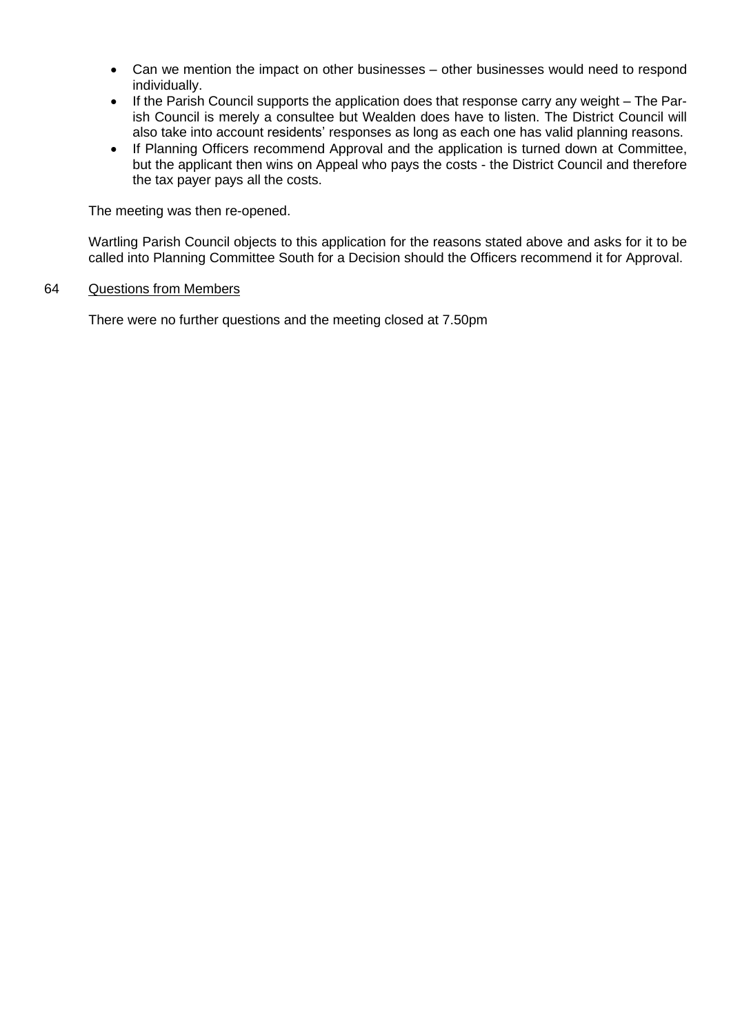- Can we mention the impact on other businesses – other businesses would need to respond individually.
- If the Parish Council supports the application does that response carry any weight – The Parish Council is merely a consultee but Wealden does have to listen. The District Council will also take into account residents' responses as long as each one has valid planning reasons.
- If Planning Officers recommend Approval and the application is turned down at Committee, but the applicant then wins on Appeal who pays the costs - the District Council and therefore the tax payer pays all the costs.

The meeting was then re-opened.

Wartling Parish Council objects to this application for the reasons stated above and asks for it to be called into Planning Committee South for a Decision should the Officers recommend it for Approval.

64 Questions from Members

There were no further questions and the meeting closed at 7.50pm